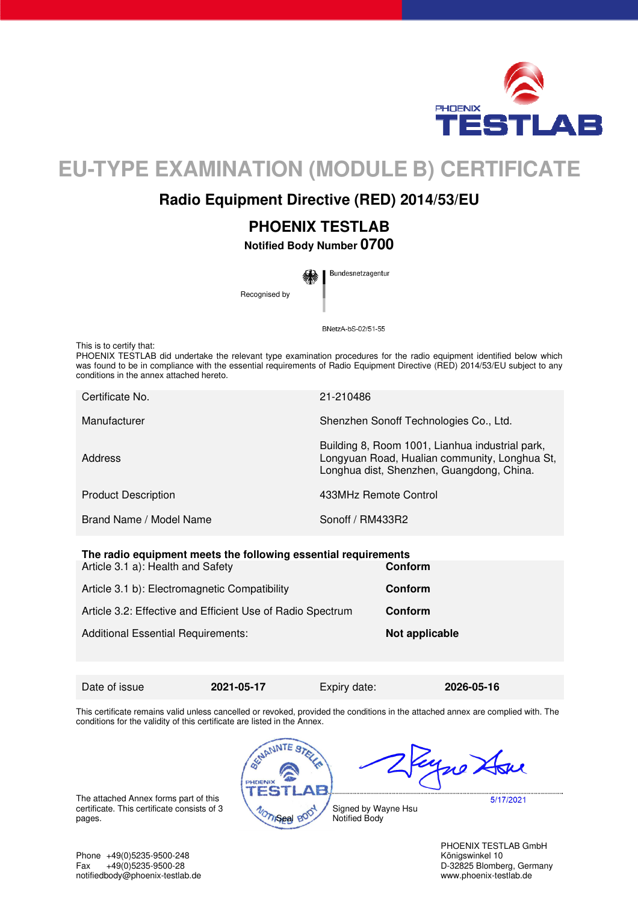# EU-TYPE EXAMINATION (MODULE B) CERTIFICATE

## Radio Equipment Directive (RED) 2014/53/EU

### PHOENIX TESTLAB

**Notified Body Number 0700**

Recognised by Bundesnetzagentur

BNetzA-bS-02/51-55

This is to certify that:
PHOENIX TESTLAB did undertake the relevant type examination procedures for the radio equipment identified below which was found to be in compliance with the essential requirements of Radio Equipment Directive (RED) 2014/53/EU subject to any conditions in the annex attached hereto.

| | |
|---|---|
| Certificate No. | 21-210486 |
| Manufacturer | Shenzhen Sonoff Technologies Co., Ltd. |
| Address | Building 8, Room 1001, Lianhua industrial park, Longyuan Road, Hualian community, Longhua St, Longhua dist, Shenzhen, Guangdong, China. |
| Product Description | 433MHz Remote Control |
| Brand Name / Model Name | Sonoff / RM433R2 |

**The radio equipment meets the following essential requirements**

| | |
|---|---|
| Article 3.1 a): Health and Safety | **Conform** |
| Article 3.1 b): Electromagnetic Compatibility | **Conform** |
| Article 3.2: Effective and Efficient Use of Radio Spectrum | **Conform** |
| Additional Essential Requirements: | **Not applicable** |

| | | | |
|---|---|---|---|
| Date of issue | **2021-05-17** | Expiry date: | **2026-05-16** |

This certificate remains valid unless cancelled or revoked, provided the conditions in the attached annex are complied with. The conditions for the validity of this certificate are listed in the Annex.

The attached Annex forms part of this certificate. This certificate consists of 3 pages.

Seal

5/17/2021

Signed by Wayne Hsu
Notified Body

Phone +49(0)5235-9500-248
Fax +49(0)5235-9500-28
notifiedbody@phoenix-testlab.de

PHOENIX TESTLAB GmbH
Königswinkel 10
D-32825 Blomberg, Germany
www.phoenix-testlab.de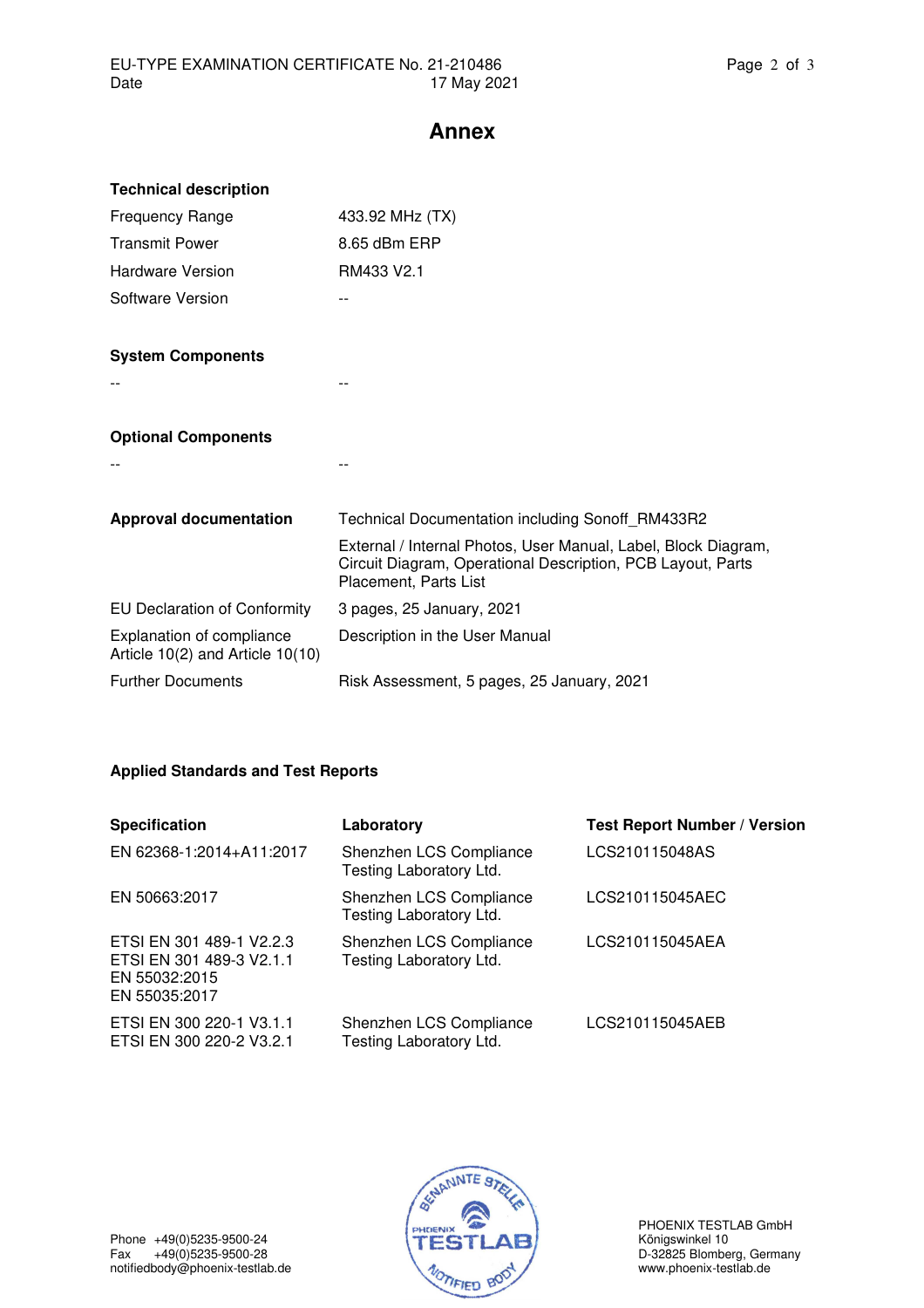# Annex

## Technical description

| | |
|---|---|
| Frequency Range | 433.92 MHz (TX) |
| Transmit Power | 8.65 dBm ERP |
| Hardware Version | RM433 V2.1 |
| Software Version | -- |

## System Components

| | |
|---|---|
| -- | -- |

## Optional Components

| | |
|---|---|
| -- | -- |

| | |
|---|---|
| **Approval documentation** | Technical Documentation including Sonoff_RM433R2 |
| | External / Internal Photos, User Manual, Label, Block Diagram, Circuit Diagram, Operational Description, PCB Layout, Parts Placement, Parts List |
| EU Declaration of Conformity | 3 pages, 25 January, 2021 |
| Explanation of compliance Article 10(2) and Article 10(10) | Description in the User Manual |
| Further Documents | Risk Assessment, 5 pages, 25 January, 2021 |

## Applied Standards and Test Reports

| Specification | Laboratory | Test Report Number / Version |
|---|---|---|
| EN 62368-1:2014+A11:2017 | Shenzhen LCS Compliance Testing Laboratory Ltd. | LCS210115048AS |
| EN 50663:2017 | Shenzhen LCS Compliance Testing Laboratory Ltd. | LCS210115045AEC |
| ETSI EN 301 489-1 V2.2.3<br>ETSI EN 301 489-3 V2.1.1<br>EN 55032:2015<br>EN 55035:2017 | Shenzhen LCS Compliance Testing Laboratory Ltd. | LCS210115045AEA |
| ETSI EN 300 220-1 V3.1.1<br>ETSI EN 300 220-2 V3.2.1 | Shenzhen LCS Compliance Testing Laboratory Ltd. | LCS210115045AEB |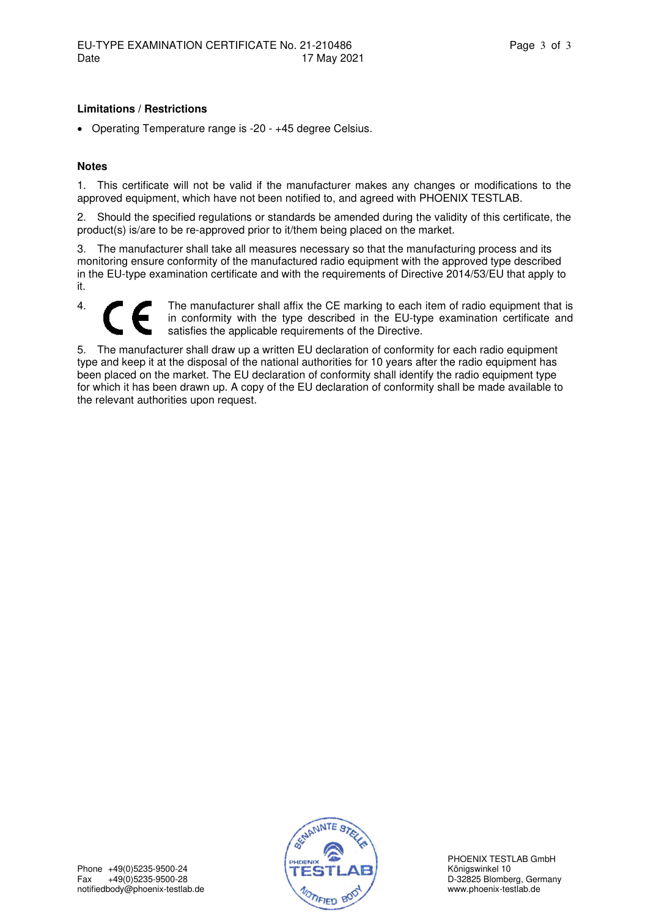**Limitations / Restrictions**

- Operating Temperature range is -20 - +45 degree Celsius.

**Notes**

1. This certificate will not be valid if the manufacturer makes any changes or modifications to the approved equipment, which have not been notified to, and agreed with PHOENIX TESTLAB.

2. Should the specified regulations or standards be amended during the validity of this certificate, the product(s) is/are to be re-approved prior to it/them being placed on the market.

3. The manufacturer shall take all measures necessary so that the manufacturing process and its monitoring ensure conformity of the manufactured radio equipment with the approved type described in the EU-type examination certificate and with the requirements of Directive 2014/53/EU that apply to it.

4. CE The manufacturer shall affix the CE marking to each item of radio equipment that is in conformity with the type described in the EU-type examination certificate and satisfies the applicable requirements of the Directive.

5. The manufacturer shall draw up a written EU declaration of conformity for each radio equipment type and keep it at the disposal of the national authorities for 10 years after the radio equipment has been placed on the market. The EU declaration of conformity shall identify the radio equipment type for which it has been drawn up. A copy of the EU declaration of conformity shall be made available to the relevant authorities upon request.

Phone +49(0)5235-9500-24
Fax +49(0)5235-9500-28
notifiedbody@phoenix-testlab.de

BENANNTE STELLE PHOENIX TESTLAB NOTIFIED BODY

PHOENIX TESTLAB GmbH
Königswinkel 10
D-32825 Blomberg, Germany
www.phoenix-testlab.de